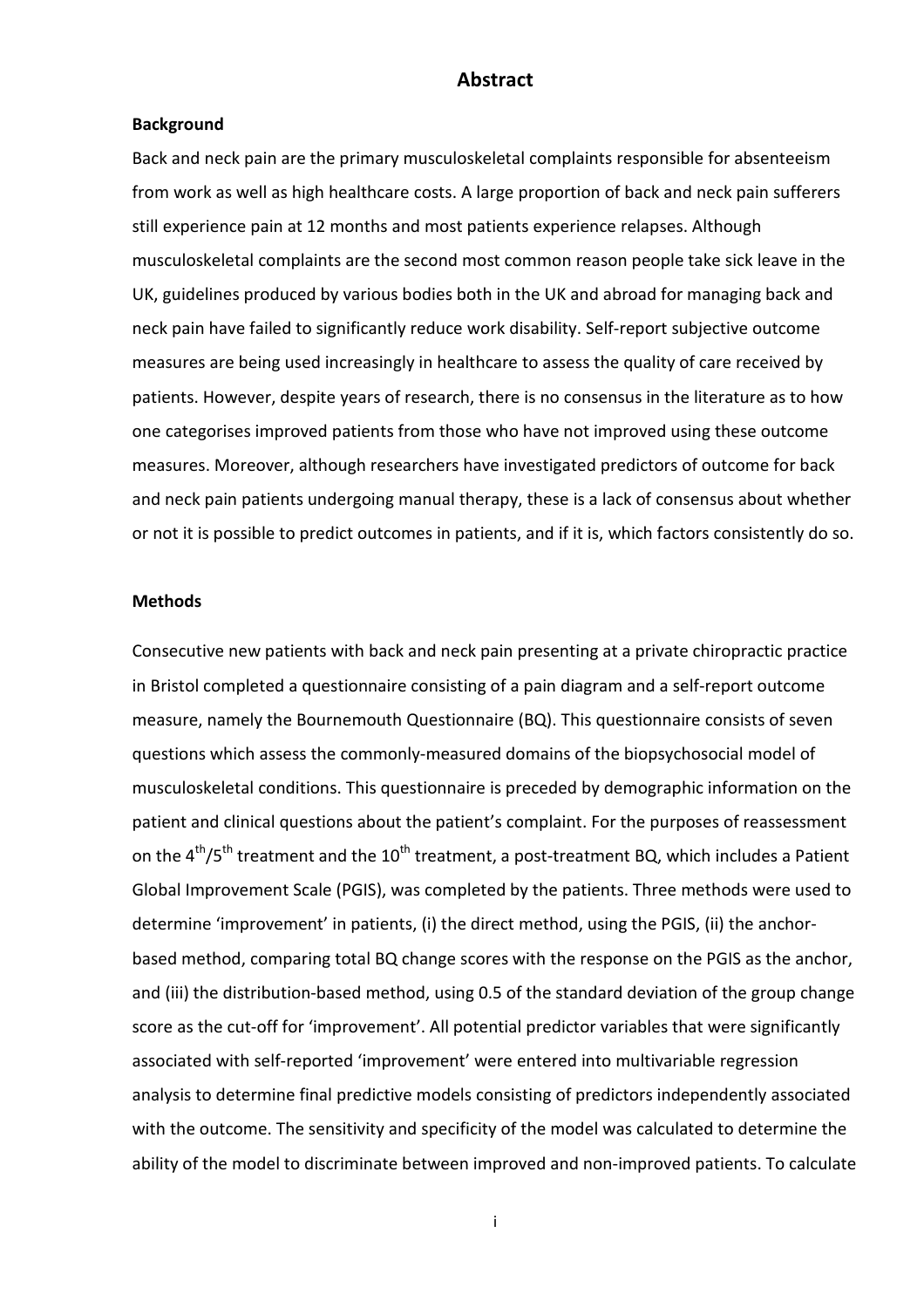# Abstract

## Background

Back and neck pain are the primary musculoskeletal complaints responsible for absenteeism from work as well as high healthcare costs. A large proportion of back and neck pain sufferers still experience pain at 12 months and most patients experience relapses. Although musculoskeletal complaints are the second most common reason people take sick leave in the UK, guidelines produced by various bodies both in the UK and abroad for managing back and neck pain have failed to significantly reduce work disability. Self-report subjective outcome measures are being used increasingly in healthcare to assess the quality of care received by patients. However, despite years of research, there is no consensus in the literature as to how one categorises improved patients from those who have not improved using these outcome measures. Moreover, although researchers have investigated predictors of outcome for back and neck pain patients undergoing manual therapy, these is a lack of consensus about whether or not it is possible to predict outcomes in patients, and if it is, which factors consistently do so.

## Methods

Consecutive new patients with back and neck pain presenting at a private chiropractic practice in Bristol completed a questionnaire consisting of a pain diagram and a self-report outcome measure, namely the Bournemouth Questionnaire (BQ). This questionnaire consists of seven questions which assess the commonly-measured domains of the biopsychosocial model of musculoskeletal conditions. This questionnaire is preceded by demographic information on the patient and clinical questions about the patient's complaint. For the purposes of reassessment on the 4$^{th}$/5$^{th}$ treatment and the 10$^{th}$ treatment, a post-treatment BQ, which includes a Patient Global Improvement Scale (PGIS), was completed by the patients. Three methods were used to determine 'improvement' in patients, (i) the direct method, using the PGIS, (ii) the anchor-based method, comparing total BQ change scores with the response on the PGIS as the anchor, and (iii) the distribution-based method, using 0.5 of the standard deviation of the group change score as the cut-off for 'improvement'. All potential predictor variables that were significantly associated with self-reported 'improvement' were entered into multivariable regression analysis to determine final predictive models consisting of predictors independently associated with the outcome. The sensitivity and specificity of the model was calculated to determine the ability of the model to discriminate between improved and non-improved patients. To calculate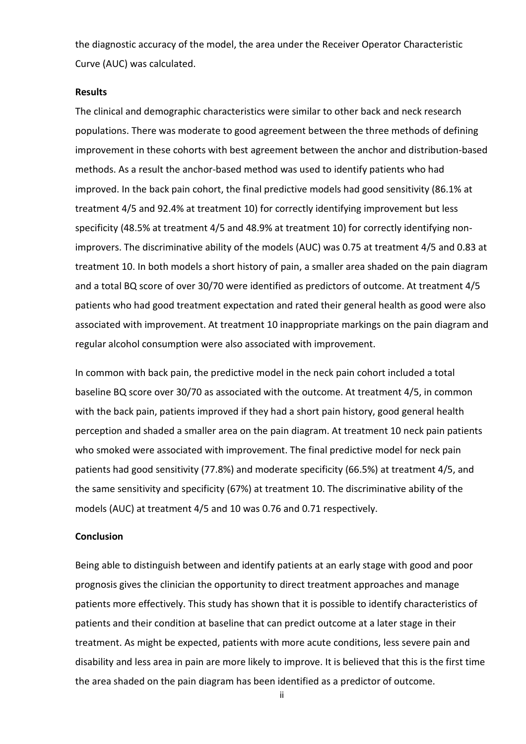the diagnostic accuracy of the model, the area under the Receiver Operator Characteristic Curve (AUC) was calculated.

**Results**

The clinical and demographic characteristics were similar to other back and neck research populations. There was moderate to good agreement between the three methods of defining improvement in these cohorts with best agreement between the anchor and distribution-based methods. As a result the anchor-based method was used to identify patients who had improved. In the back pain cohort, the final predictive models had good sensitivity (86.1% at treatment 4/5 and 92.4% at treatment 10) for correctly identifying improvement but less specificity (48.5% at treatment 4/5 and 48.9% at treatment 10) for correctly identifying non-improvers. The discriminative ability of the models (AUC) was 0.75 at treatment 4/5 and 0.83 at treatment 10. In both models a short history of pain, a smaller area shaded on the pain diagram and a total BQ score of over 30/70 were identified as predictors of outcome. At treatment 4/5 patients who had good treatment expectation and rated their general health as good were also associated with improvement. At treatment 10 inappropriate markings on the pain diagram and regular alcohol consumption were also associated with improvement.

In common with back pain, the predictive model in the neck pain cohort included a total baseline BQ score over 30/70 as associated with the outcome. At treatment 4/5, in common with the back pain, patients improved if they had a short pain history, good general health perception and shaded a smaller area on the pain diagram. At treatment 10 neck pain patients who smoked were associated with improvement. The final predictive model for neck pain patients had good sensitivity (77.8%) and moderate specificity (66.5%) at treatment 4/5, and the same sensitivity and specificity (67%) at treatment 10. The discriminative ability of the models (AUC) at treatment 4/5 and 10 was 0.76 and 0.71 respectively.

**Conclusion**

Being able to distinguish between and identify patients at an early stage with good and poor prognosis gives the clinician the opportunity to direct treatment approaches and manage patients more effectively. This study has shown that it is possible to identify characteristics of patients and their condition at baseline that can predict outcome at a later stage in their treatment. As might be expected, patients with more acute conditions, less severe pain and disability and less area in pain are more likely to improve. It is believed that this is the first time the area shaded on the pain diagram has been identified as a predictor of outcome.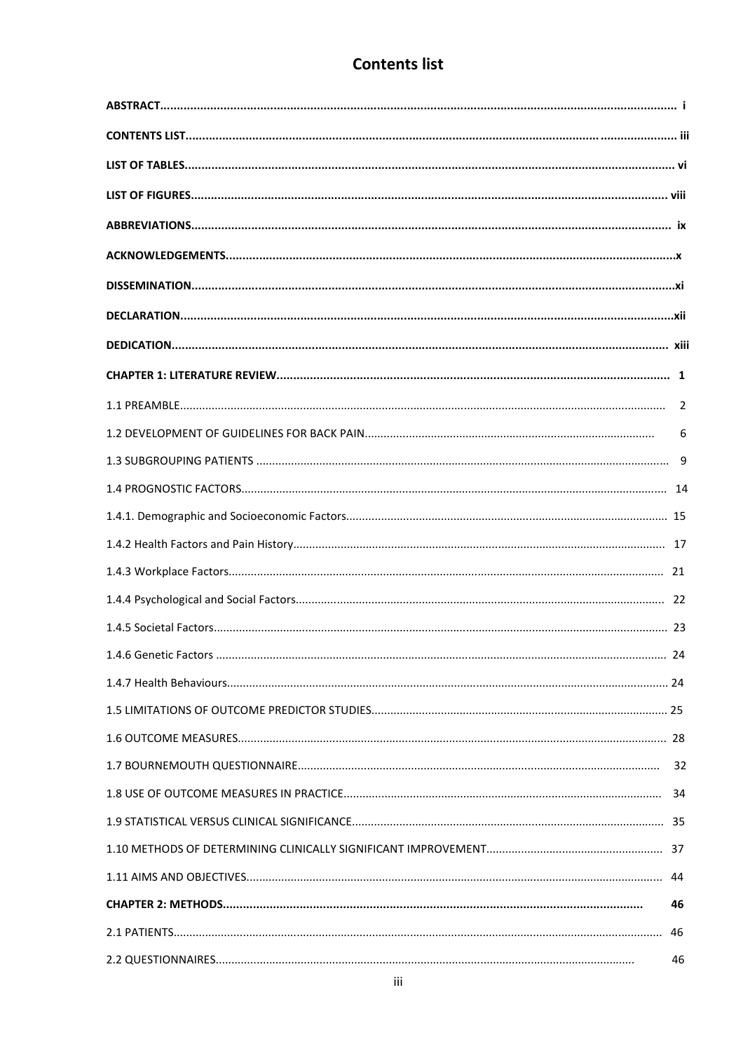# Contents list

**ABSTRACT** ........ i

**CONTENTS LIST** ........ iii

**LIST OF TABLES** ........ vi

**LIST OF FIGURES** ........ viii

**ABBREVIATIONS** ........ ix

**ACKNOWLEDGEMENTS** ........ x

**DISSEMINATION** ........ xi

**DECLARATION** ........ xii

**DEDICATION** ........ xiii

**CHAPTER 1: LITERATURE REVIEW** ........ 1

1.1 PREAMBLE ........ 2

1.2 DEVELOPMENT OF GUIDELINES FOR BACK PAIN ........ 6

1.3 SUBGROUPING PATIENTS ........ 9

1.4 PROGNOSTIC FACTORS ........ 14

1.4.1. Demographic and Socioeconomic Factors ........ 15

1.4.2 Health Factors and Pain History ........ 17

1.4.3 Workplace Factors ........ 21

1.4.4 Psychological and Social Factors ........ 22

1.4.5 Societal Factors ........ 23

1.4.6 Genetic Factors ........ 24

1.4.7 Health Behaviours ........ 24

1.5 LIMITATIONS OF OUTCOME PREDICTOR STUDIES ........ 25

1.6 OUTCOME MEASURES ........ 28

1.7 BOURNEMOUTH QUESTIONNAIRE ........ 32

1.8 USE OF OUTCOME MEASURES IN PRACTICE ........ 34

1.9 STATISTICAL VERSUS CLINICAL SIGNIFICANCE ........ 35

1.10 METHODS OF DETERMINING CLINICALLY SIGNIFICANT IMPROVEMENT ........ 37

1.11 AIMS AND OBJECTIVES ........ 44

**CHAPTER 2: METHODS** ........ 46

2.1 PATIENTS ........ 46

2.2 QUESTIONNAIRES ........ 46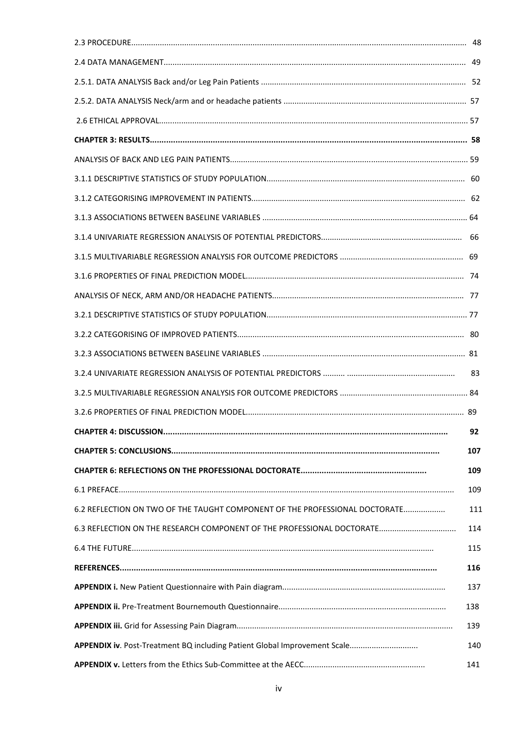2.3 PROCEDURE.......... 48

2.4 DATA MANAGEMENT.......... 49

2.5.1. DATA ANALYSIS Back and/or Leg Pain Patients .......... 52

2.5.2. DATA ANALYSIS Neck/arm and or headache patients .......... 57

2.6 ETHICAL APPROVAL.......... 57

**CHAPTER 3: RESULTS.......... 58**

ANALYSIS OF BACK AND LEG PAIN PATIENTS.......... 59

3.1.1 DESCRIPTIVE STATISTICS OF STUDY POPULATION.......... 60

3.1.2 CATEGORISING IMPROVEMENT IN PATIENTS.......... 62

3.1.3 ASSOCIATIONS BETWEEN BASELINE VARIABLES .......... 64

3.1.4 UNIVARIATE REGRESSION ANALYSIS OF POTENTIAL PREDICTORS.......... 66

3.1.5 MULTIVARIABLE REGRESSION ANALYSIS FOR OUTCOME PREDICTORS .......... 69

3.1.6 PROPERTIES OF FINAL PREDICTION MODEL.......... 74

ANALYSIS OF NECK, ARM AND/OR HEADACHE PATIENTS.......... 77

3.2.1 DESCRIPTIVE STATISTICS OF STUDY POPULATION.......... 77

3.2.2 CATEGORISING OF IMPROVED PATIENTS.......... 80

3.2.3 ASSOCIATIONS BETWEEN BASELINE VARIABLES .......... 81

3.2.4 UNIVARIATE REGRESSION ANALYSIS OF POTENTIAL PREDICTORS .......... 83

3.2.5 MULTIVARIABLE REGRESSION ANALYSIS FOR OUTCOME PREDICTORS .......... 84

3.2.6 PROPERTIES OF FINAL PREDICTION MODEL.......... 89

**CHAPTER 4: DISCUSSION.......... 92**

**CHAPTER 5: CONCLUSIONS.......... 107**

**CHAPTER 6: REFLECTIONS ON THE PROFESSIONAL DOCTORATE.......... 109**

6.1 PREFACE.......... 109

6.2 REFLECTION ON TWO OF THE TAUGHT COMPONENT OF THE PROFESSIONAL DOCTORATE.......... 111

6.3 REFLECTION ON THE RESEARCH COMPONENT OF THE PROFESSIONAL DOCTORATE.......... 114

6.4 THE FUTURE.......... 115

**REFERENCES.......... 116**

**APPENDIX i.** New Patient Questionnaire with Pain diagram.......... 137

**APPENDIX ii.** Pre-Treatment Bournemouth Questionnaire.......... 138

**APPENDIX iii.** Grid for Assessing Pain Diagram.......... 139

**APPENDIX iv**. Post-Treatment BQ including Patient Global Improvement Scale.......... 140

**APPENDIX v.** Letters from the Ethics Sub-Committee at the AECC.......... 141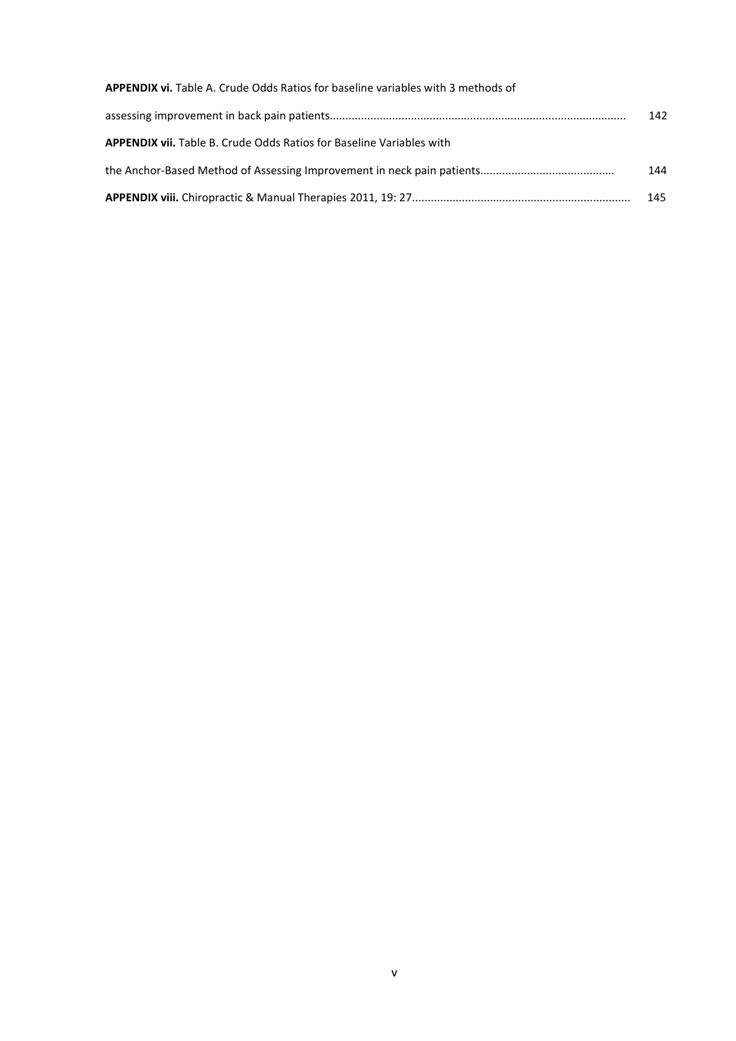**APPENDIX vi.** Table A. Crude Odds Ratios for baseline variables with 3 methods of assessing improvement in back pain patients............................................................................................ 142

**APPENDIX vii.** Table B. Crude Odds Ratios for Baseline Variables with the Anchor-Based Method of Assessing Improvement in neck pain patients.......................................... 144

**APPENDIX viii.** Chiropractic & Manual Therapies 2011, 19: 27...................................................................... 145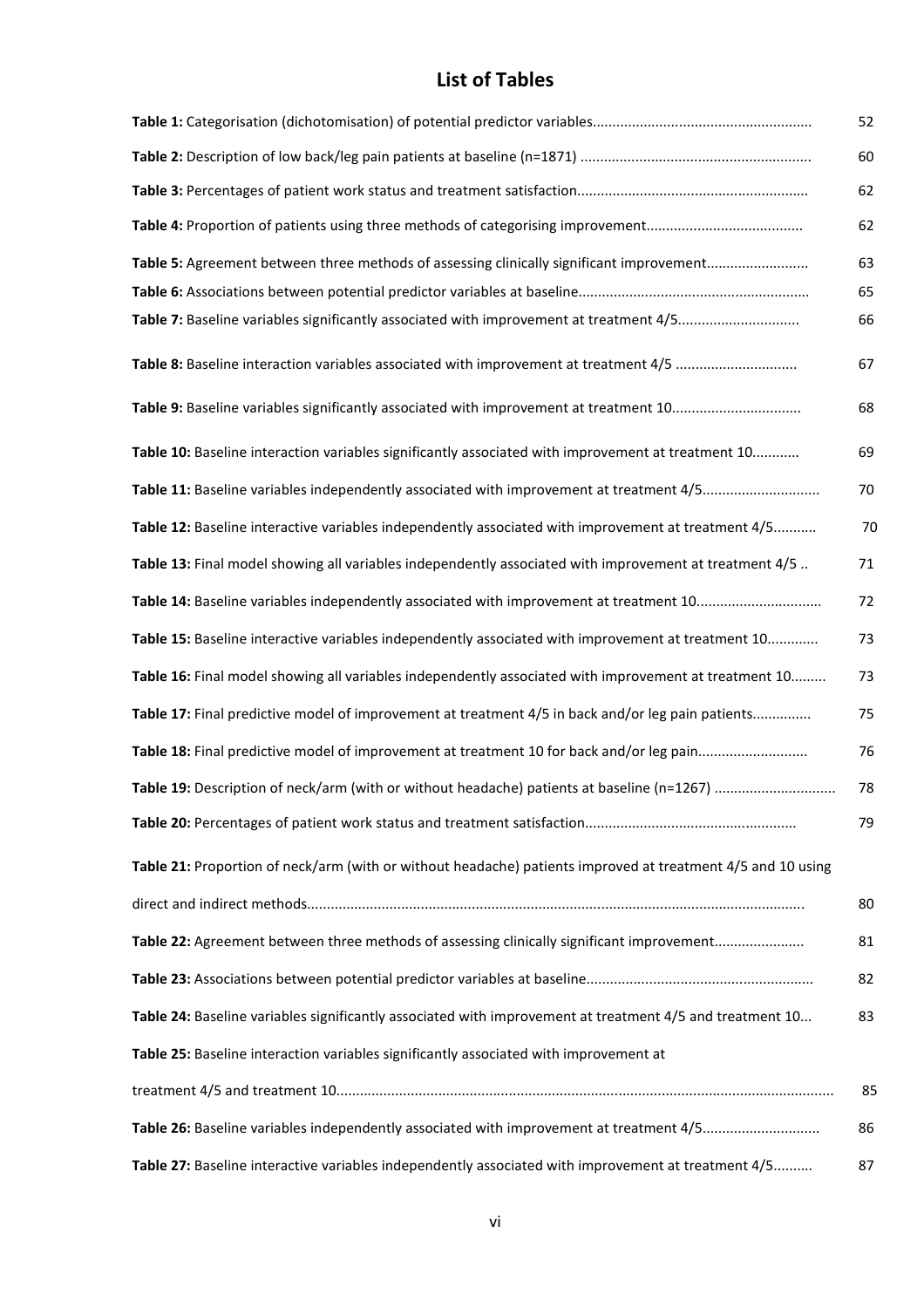# List of Tables

| | |
|---|---|
| **Table 1:** Categorisation (dichotomisation) of potential predictor variables | 52 |
| **Table 2:** Description of low back/leg pain patients at baseline (n=1871) | 60 |
| **Table 3:** Percentages of patient work status and treatment satisfaction | 62 |
| **Table 4:** Proportion of patients using three methods of categorising improvement | 62 |
| **Table 5:** Agreement between three methods of assessing clinically significant improvement | 63 |
| **Table 6:** Associations between potential predictor variables at baseline | 65 |
| **Table 7:** Baseline variables significantly associated with improvement at treatment 4/5 | 66 |
| **Table 8:** Baseline interaction variables associated with improvement at treatment 4/5 | 67 |
| **Table 9:** Baseline variables significantly associated with improvement at treatment 10 | 68 |
| **Table 10:** Baseline interaction variables significantly associated with improvement at treatment 10 | 69 |
| **Table 11:** Baseline variables independently associated with improvement at treatment 4/5 | 70 |
| **Table 12:** Baseline interactive variables independently associated with improvement at treatment 4/5 | 70 |
| **Table 13:** Final model showing all variables independently associated with improvement at treatment 4/5 | 71 |
| **Table 14:** Baseline variables independently associated with improvement at treatment 10 | 72 |
| **Table 15:** Baseline interactive variables independently associated with improvement at treatment 10 | 73 |
| **Table 16:** Final model showing all variables independently associated with improvement at treatment 10 | 73 |
| **Table 17:** Final predictive model of improvement at treatment 4/5 in back and/or leg pain patients | 75 |
| **Table 18:** Final predictive model of improvement at treatment 10 for back and/or leg pain | 76 |
| **Table 19:** Description of neck/arm (with or without headache) patients at baseline (n=1267) | 78 |
| **Table 20:** Percentages of patient work status and treatment satisfaction | 79 |
| **Table 21:** Proportion of neck/arm (with or without headache) patients improved at treatment 4/5 and 10 using direct and indirect methods | 80 |
| **Table 22:** Agreement between three methods of assessing clinically significant improvement | 81 |
| **Table 23:** Associations between potential predictor variables at baseline | 82 |
| **Table 24:** Baseline variables significantly associated with improvement at treatment 4/5 and treatment 10 | 83 |
| **Table 25:** Baseline interaction variables significantly associated with improvement at treatment 4/5 and treatment 10 | 85 |
| **Table 26:** Baseline variables independently associated with improvement at treatment 4/5 | 86 |
| **Table 27:** Baseline interactive variables independently associated with improvement at treatment 4/5 | 87 |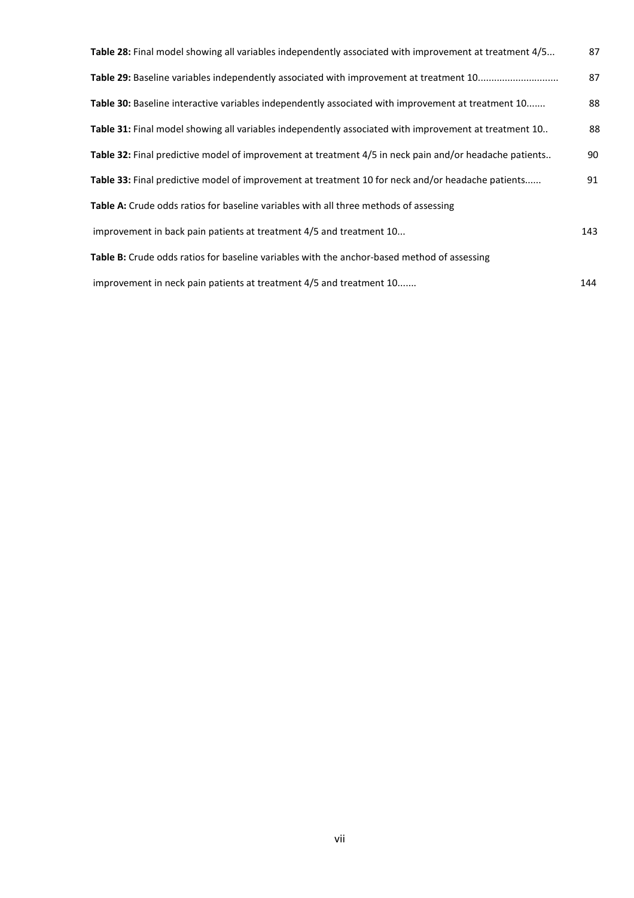**Table 28:** Final model showing all variables independently associated with improvement at treatment 4/5... 87

**Table 29:** Baseline variables independently associated with improvement at treatment 10............................. 87

**Table 30:** Baseline interactive variables independently associated with improvement at treatment 10....... 88

**Table 31:** Final model showing all variables independently associated with improvement at treatment 10.. 88

**Table 32:** Final predictive model of improvement at treatment 4/5 in neck pain and/or headache patients.. 90

**Table 33:** Final predictive model of improvement at treatment 10 for neck and/or headache patients...... 91

**Table A:** Crude odds ratios for baseline variables with all three methods of assessing

improvement in back pain patients at treatment 4/5 and treatment 10... 143

**Table B:** Crude odds ratios for baseline variables with the anchor-based method of assessing

improvement in neck pain patients at treatment 4/5 and treatment 10....... 144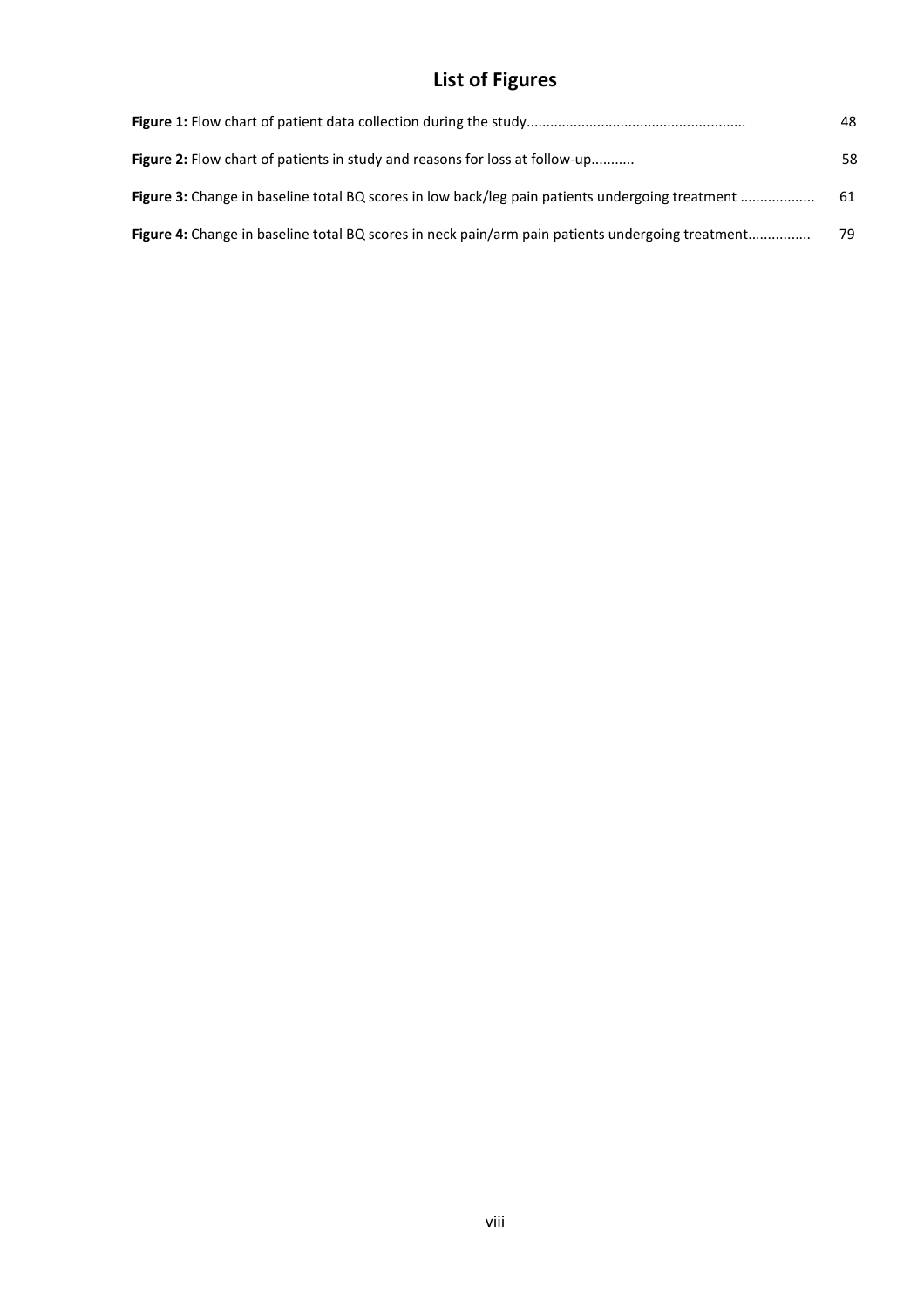# List of Figures

**Figure 1:** Flow chart of patient data collection during the study........................................................ 48

**Figure 2:** Flow chart of patients in study and reasons for loss at follow-up........... 58

**Figure 3:** Change in baseline total BQ scores in low back/leg pain patients undergoing treatment .................. 61

**Figure 4:** Change in baseline total BQ scores in neck pain/arm pain patients undergoing treatment................ 79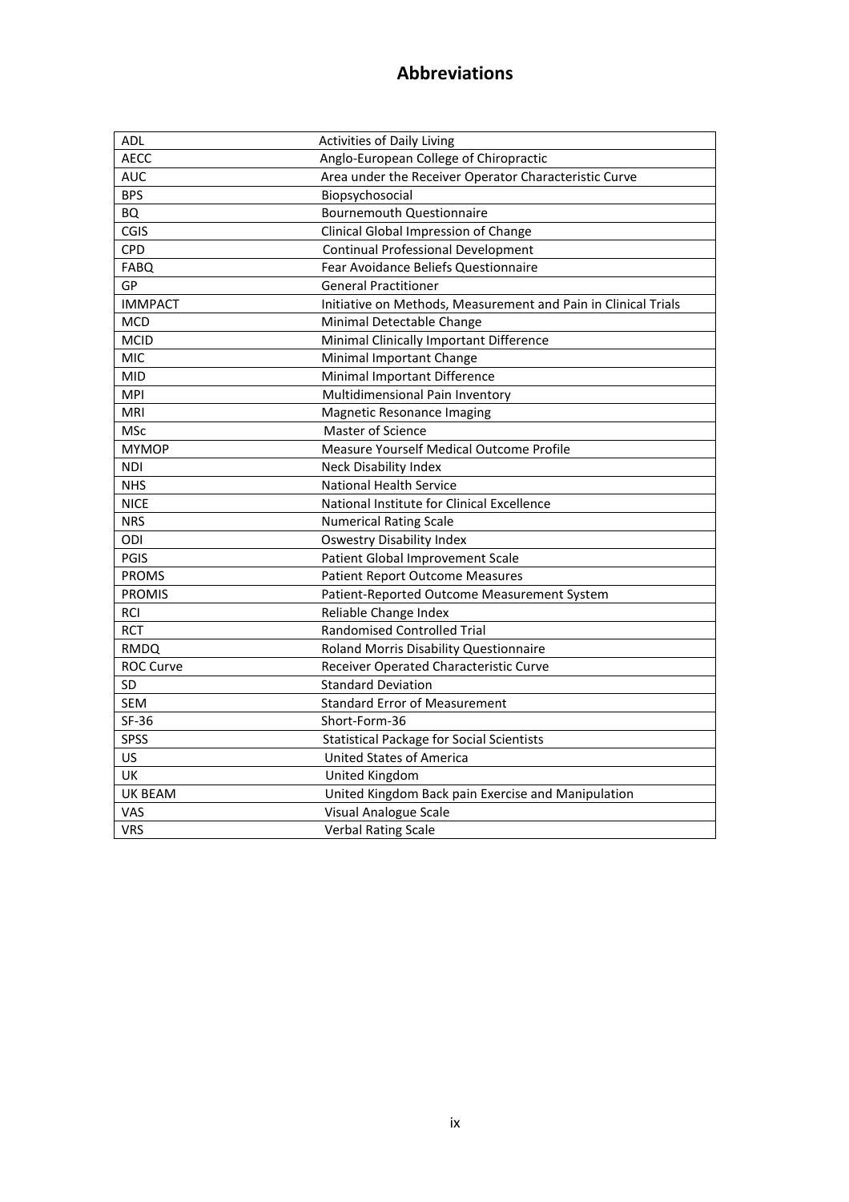# Abbreviations

| | |
|---|---|
| ADL | Activities of Daily Living |
| AECC | Anglo-European College of Chiropractic |
| AUC | Area under the Receiver Operator Characteristic Curve |
| BPS | Biopsychosocial |
| BQ | Bournemouth Questionnaire |
| CGIS | Clinical Global Impression of Change |
| CPD | Continual Professional Development |
| FABQ | Fear Avoidance Beliefs Questionnaire |
| GP | General Practitioner |
| IMMPACT | Initiative on Methods, Measurement and Pain in Clinical Trials |
| MCD | Minimal Detectable Change |
| MCID | Minimal Clinically Important Difference |
| MIC | Minimal Important Change |
| MID | Minimal Important Difference |
| MPI | Multidimensional Pain Inventory |
| MRI | Magnetic Resonance Imaging |
| MSc | Master of Science |
| MYMOP | Measure Yourself Medical Outcome Profile |
| NDI | Neck Disability Index |
| NHS | National Health Service |
| NICE | National Institute for Clinical Excellence |
| NRS | Numerical Rating Scale |
| ODI | Oswestry Disability Index |
| PGIS | Patient Global Improvement Scale |
| PROMS | Patient Report Outcome Measures |
| PROMIS | Patient-Reported Outcome Measurement System |
| RCI | Reliable Change Index |
| RCT | Randomised Controlled Trial |
| RMDQ | Roland Morris Disability Questionnaire |
| ROC Curve | Receiver Operated Characteristic Curve |
| SD | Standard Deviation |
| SEM | Standard Error of Measurement |
| SF-36 | Short-Form-36 |
| SPSS | Statistical Package for Social Scientists |
| US | United States of America |
| UK | United Kingdom |
| UK BEAM | United Kingdom Back pain Exercise and Manipulation |
| VAS | Visual Analogue Scale |
| VRS | Verbal Rating Scale |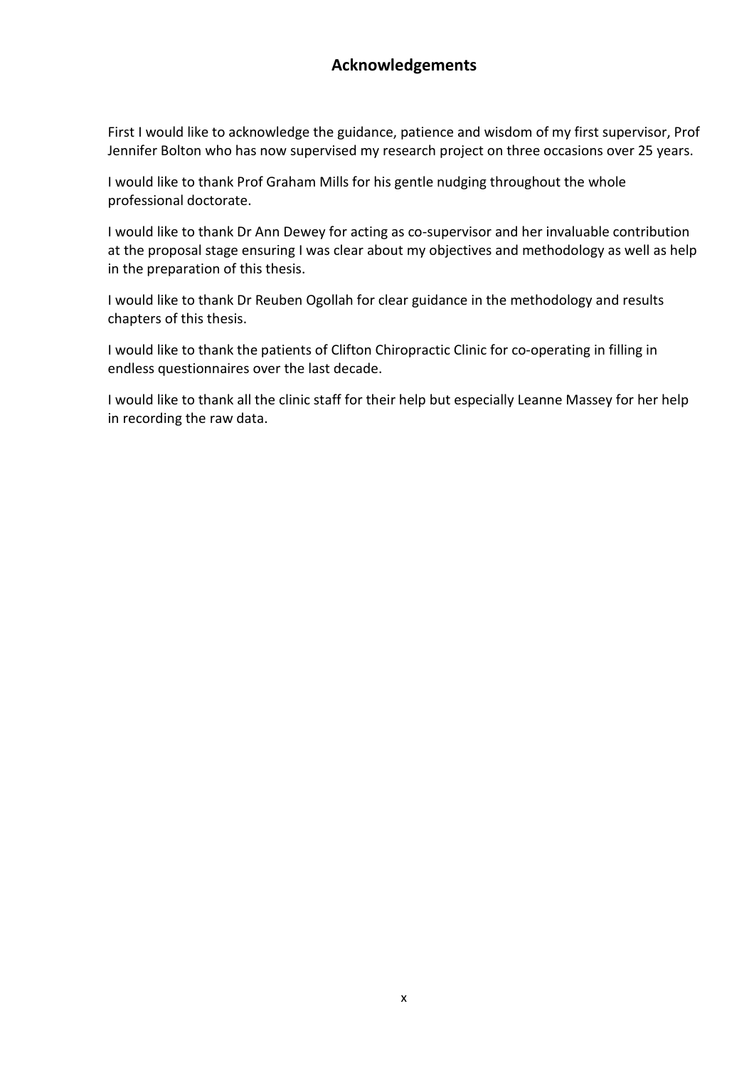## Acknowledgements

First I would like to acknowledge the guidance, patience and wisdom of my first supervisor, Prof Jennifer Bolton who has now supervised my research project on three occasions over 25 years.

I would like to thank Prof Graham Mills for his gentle nudging throughout the whole professional doctorate.

I would like to thank Dr Ann Dewey for acting as co-supervisor and her invaluable contribution at the proposal stage ensuring I was clear about my objectives and methodology as well as help in the preparation of this thesis.

I would like to thank Dr Reuben Ogollah for clear guidance in the methodology and results chapters of this thesis.

I would like to thank the patients of Clifton Chiropractic Clinic for co-operating in filling in endless questionnaires over the last decade.

I would like to thank all the clinic staff for their help but especially Leanne Massey for her help in recording the raw data.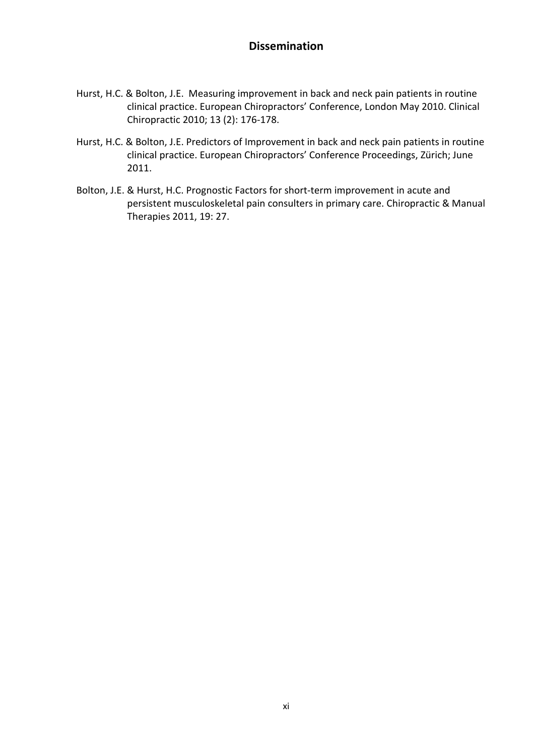# Dissemination

Hurst, H.C. & Bolton, J.E. Measuring improvement in back and neck pain patients in routine clinical practice. European Chiropractors' Conference, London May 2010. Clinical Chiropractic 2010; 13 (2): 176-178.

Hurst, H.C. & Bolton, J.E. Predictors of Improvement in back and neck pain patients in routine clinical practice. European Chiropractors' Conference Proceedings, Zürich; June 2011.

Bolton, J.E. & Hurst, H.C. Prognostic Factors for short-term improvement in acute and persistent musculoskeletal pain consulters in primary care. Chiropractic & Manual Therapies 2011, 19: 27.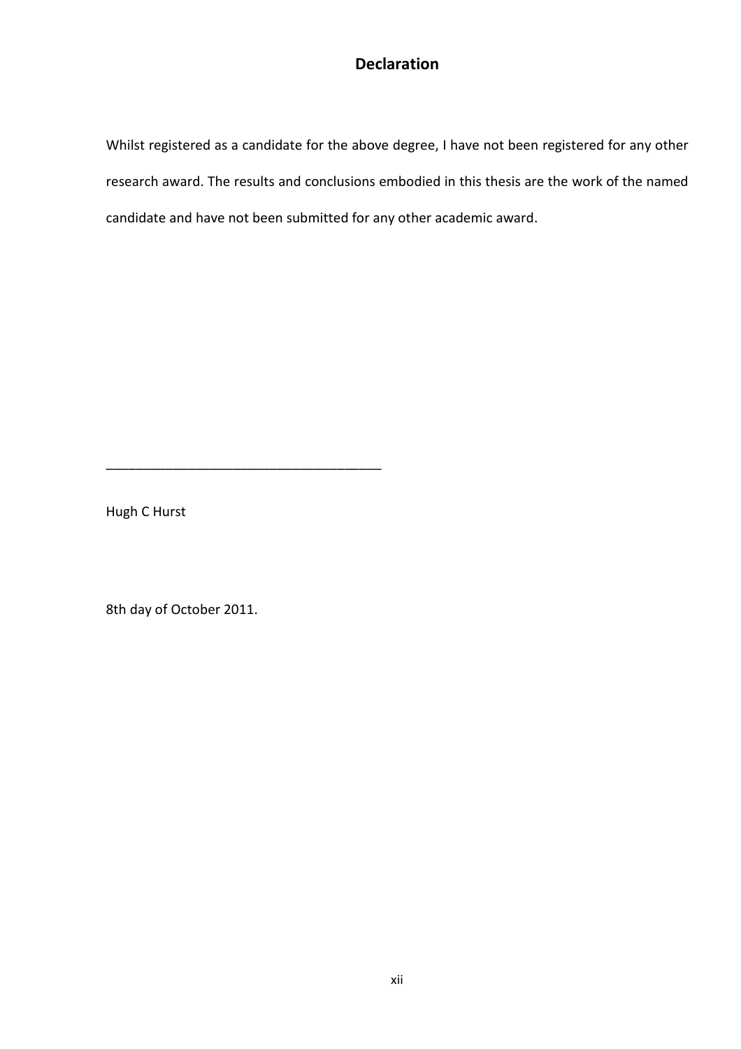# Declaration

Whilst registered as a candidate for the above degree, I have not been registered for any other research award. The results and conclusions embodied in this thesis are the work of the named candidate and have not been submitted for any other academic award.

_____________________________________

Hugh C Hurst

8th day of October 2011.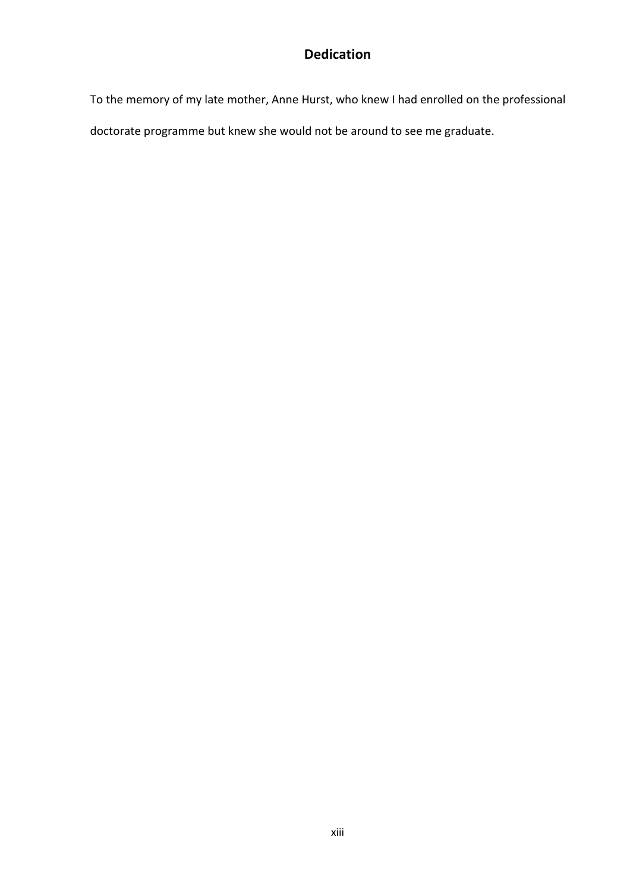# Dedication

To the memory of my late mother, Anne Hurst, who knew I had enrolled on the professional doctorate programme but knew she would not be around to see me graduate.